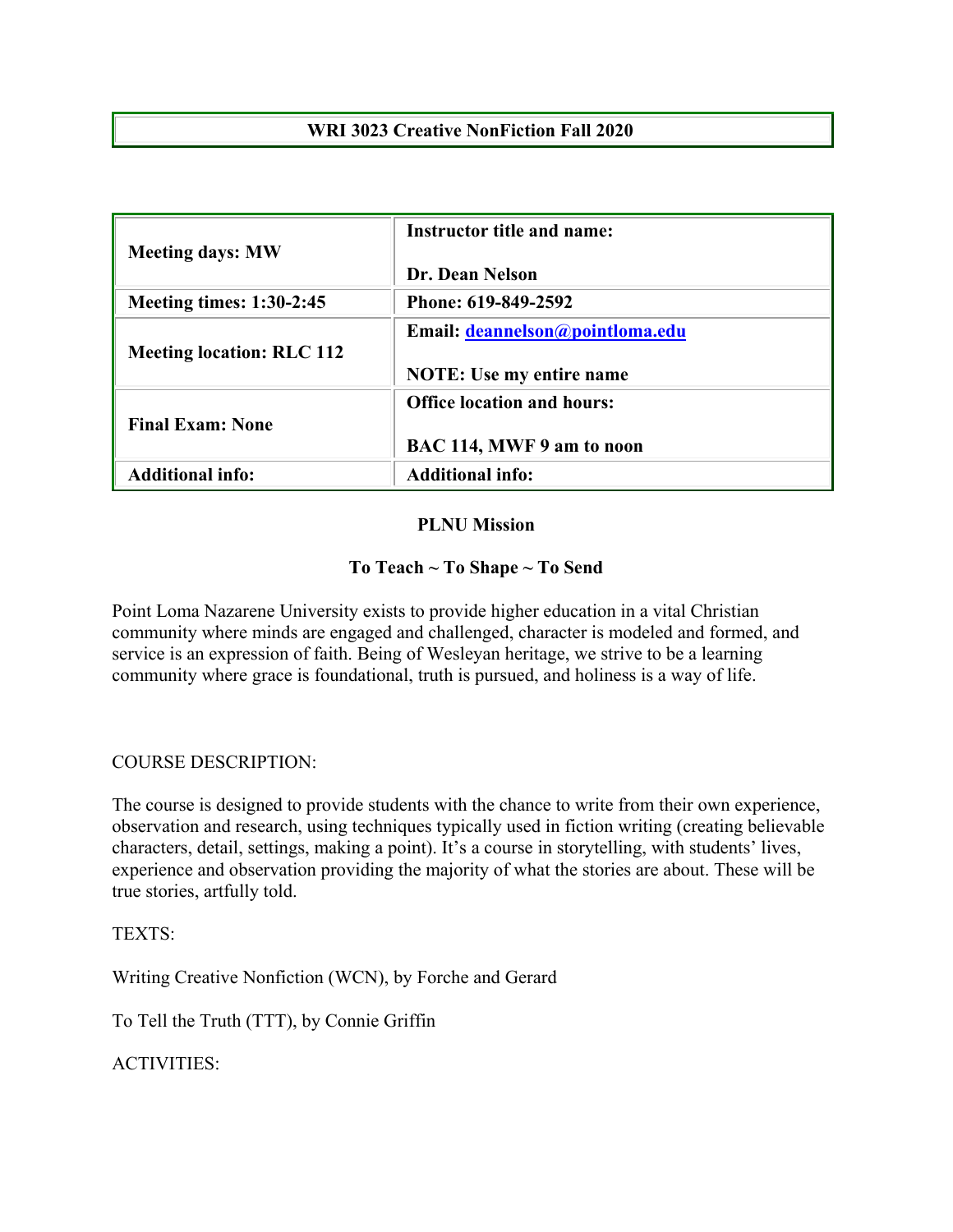| **WRI 3023 Creative NonFiction Fall 2020** |
| --- |

| **Meeting days: MW** | **Instructor title and name:**<br><br>**Dr. Dean Nelson** |
| --- | --- |
| **Meeting times: 1:30-2:45** | **Phone: 619-849-2592** |
| **Meeting location: RLC 112** | **Email: deannelson@pointloma.edu**<br><br>**NOTE: Use my entire name** |
| **Final Exam: None** | **Office location and hours:**<br><br>**BAC 114, MWF 9 am to noon** |
| **Additional info:** | **Additional info:** |

**PLNU Mission**

**To Teach ~ To Shape ~ To Send**

Point Loma Nazarene University exists to provide higher education in a vital Christian community where minds are engaged and challenged, character is modeled and formed, and service is an expression of faith. Being of Wesleyan heritage, we strive to be a learning community where grace is foundational, truth is pursued, and holiness is a way of life.

COURSE DESCRIPTION:

The course is designed to provide students with the chance to write from their own experience, observation and research, using techniques typically used in fiction writing (creating believable characters, detail, settings, making a point). It's a course in storytelling, with students' lives, experience and observation providing the majority of what the stories are about. These will be true stories, artfully told.

TEXTS:

Writing Creative Nonfiction (WCN), by Forche and Gerard

To Tell the Truth (TTT), by Connie Griffin

ACTIVITIES: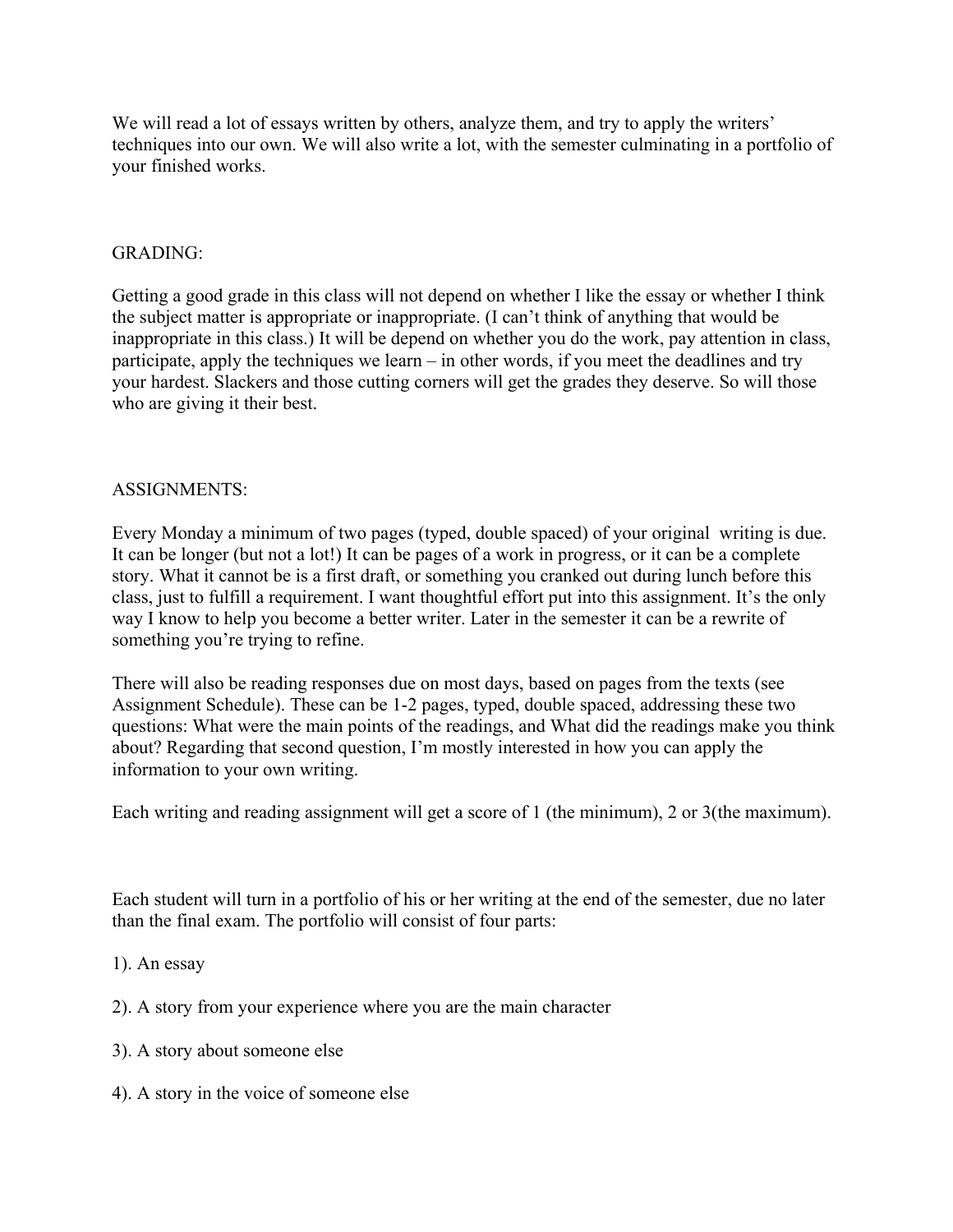We will read a lot of essays written by others, analyze them, and try to apply the writers' techniques into our own. We will also write a lot, with the semester culminating in a portfolio of your finished works.

GRADING:

Getting a good grade in this class will not depend on whether I like the essay or whether I think the subject matter is appropriate or inappropriate. (I can't think of anything that would be inappropriate in this class.) It will be depend on whether you do the work, pay attention in class, participate, apply the techniques we learn – in other words, if you meet the deadlines and try your hardest. Slackers and those cutting corners will get the grades they deserve. So will those who are giving it their best.

ASSIGNMENTS:

Every Monday a minimum of two pages (typed, double spaced) of your original writing is due. It can be longer (but not a lot!) It can be pages of a work in progress, or it can be a complete story. What it cannot be is a first draft, or something you cranked out during lunch before this class, just to fulfill a requirement. I want thoughtful effort put into this assignment. It's the only way I know to help you become a better writer. Later in the semester it can be a rewrite of something you're trying to refine.

There will also be reading responses due on most days, based on pages from the texts (see Assignment Schedule). These can be 1-2 pages, typed, double spaced, addressing these two questions: What were the main points of the readings, and What did the readings make you think about? Regarding that second question, I'm mostly interested in how you can apply the information to your own writing.

Each writing and reading assignment will get a score of 1 (the minimum), 2 or 3(the maximum).

Each student will turn in a portfolio of his or her writing at the end of the semester, due no later than the final exam. The portfolio will consist of four parts:

1). An essay

2). A story from your experience where you are the main character

3). A story about someone else

4). A story in the voice of someone else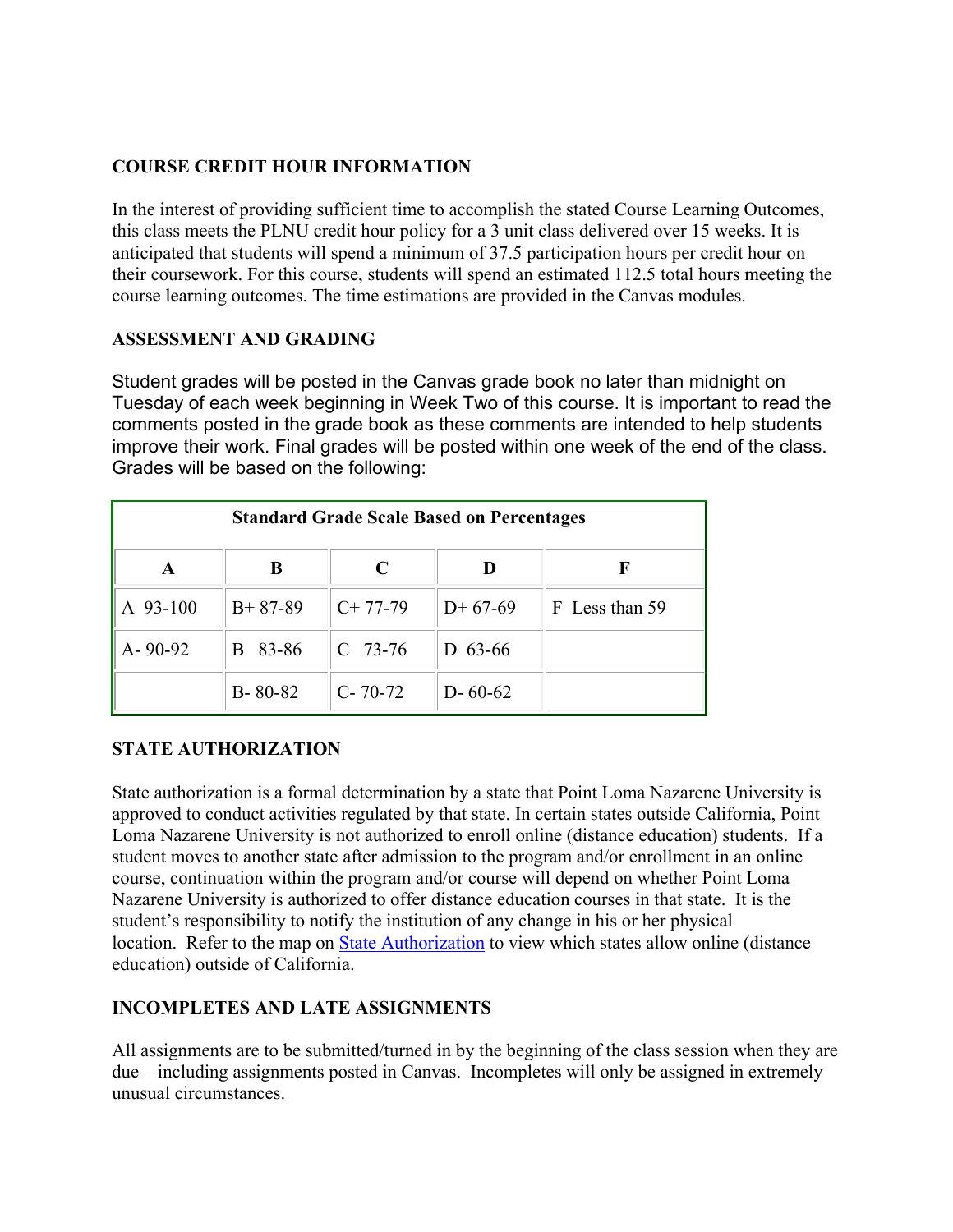## COURSE CREDIT HOUR INFORMATION

In the interest of providing sufficient time to accomplish the stated Course Learning Outcomes, this class meets the PLNU credit hour policy for a 3 unit class delivered over 15 weeks. It is anticipated that students will spend a minimum of 37.5 participation hours per credit hour on their coursework. For this course, students will spend an estimated 112.5 total hours meeting the course learning outcomes. The time estimations are provided in the Canvas modules.

## ASSESSMENT AND GRADING

Student grades will be posted in the Canvas grade book no later than midnight on Tuesday of each week beginning in Week Two of this course. It is important to read the comments posted in the grade book as these comments are intended to help students improve their work. Final grades will be posted within one week of the end of the class. Grades will be based on the following:

| Standard Grade Scale Based on Percentages | | | | |
|---|---|---|---|---|
| **A** | **B** | **C** | **D** | **F** |
| A 93-100 | B+ 87-89 | C+ 77-79 | D+ 67-69 | F Less than 59 |
| A- 90-92 | B 83-86 | C 73-76 | D 63-66 | |
| | B- 80-82 | C- 70-72 | D- 60-62 | |

## STATE AUTHORIZATION

State authorization is a formal determination by a state that Point Loma Nazarene University is approved to conduct activities regulated by that state. In certain states outside California, Point Loma Nazarene University is not authorized to enroll online (distance education) students. If a student moves to another state after admission to the program and/or enrollment in an online course, continuation within the program and/or course will depend on whether Point Loma Nazarene University is authorized to offer distance education courses in that state. It is the student's responsibility to notify the institution of any change in his or her physical location. Refer to the map on State Authorization to view which states allow online (distance education) outside of California.

## INCOMPLETES AND LATE ASSIGNMENTS

All assignments are to be submitted/turned in by the beginning of the class session when they are due—including assignments posted in Canvas. Incompletes will only be assigned in extremely unusual circumstances.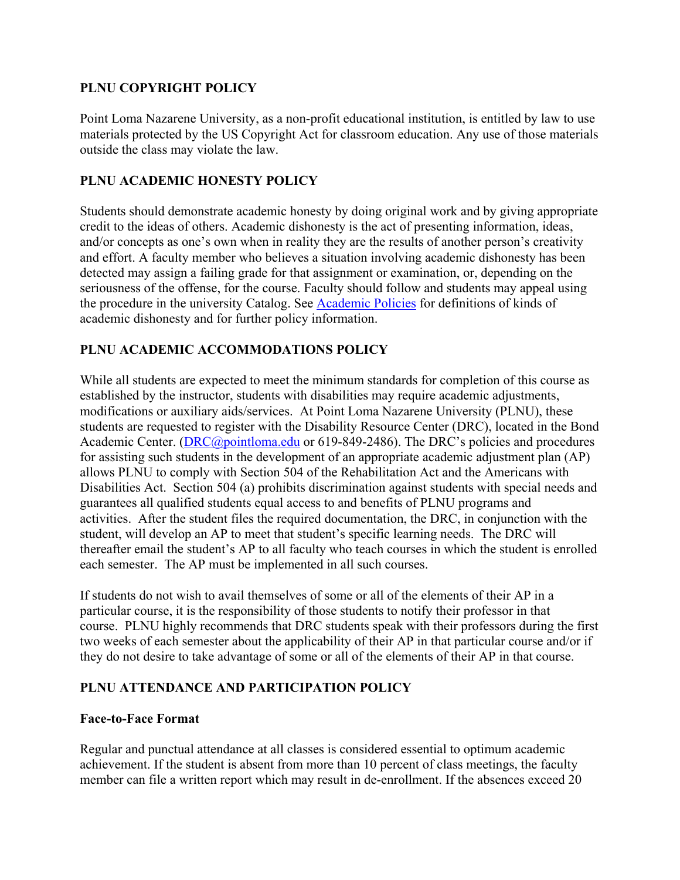## PLNU COPYRIGHT POLICY

Point Loma Nazarene University, as a non-profit educational institution, is entitled by law to use materials protected by the US Copyright Act for classroom education. Any use of those materials outside the class may violate the law.

## PLNU ACADEMIC HONESTY POLICY

Students should demonstrate academic honesty by doing original work and by giving appropriate credit to the ideas of others. Academic dishonesty is the act of presenting information, ideas, and/or concepts as one's own when in reality they are the results of another person's creativity and effort. A faculty member who believes a situation involving academic dishonesty has been detected may assign a failing grade for that assignment or examination, or, depending on the seriousness of the offense, for the course. Faculty should follow and students may appeal using the procedure in the university Catalog. See [Academic Policies] for definitions of kinds of academic dishonesty and for further policy information.

## PLNU ACADEMIC ACCOMMODATIONS POLICY

While all students are expected to meet the minimum standards for completion of this course as established by the instructor, students with disabilities may require academic adjustments, modifications or auxiliary aids/services. At Point Loma Nazarene University (PLNU), these students are requested to register with the Disability Resource Center (DRC), located in the Bond Academic Center. (DRC@pointloma.edu or 619-849-2486). The DRC's policies and procedures for assisting such students in the development of an appropriate academic adjustment plan (AP) allows PLNU to comply with Section 504 of the Rehabilitation Act and the Americans with Disabilities Act. Section 504 (a) prohibits discrimination against students with special needs and guarantees all qualified students equal access to and benefits of PLNU programs and activities. After the student files the required documentation, the DRC, in conjunction with the student, will develop an AP to meet that student's specific learning needs. The DRC will thereafter email the student's AP to all faculty who teach courses in which the student is enrolled each semester. The AP must be implemented in all such courses.

If students do not wish to avail themselves of some or all of the elements of their AP in a particular course, it is the responsibility of those students to notify their professor in that course. PLNU highly recommends that DRC students speak with their professors during the first two weeks of each semester about the applicability of their AP in that particular course and/or if they do not desire to take advantage of some or all of the elements of their AP in that course.

## PLNU ATTENDANCE AND PARTICIPATION POLICY

### Face-to-Face Format

Regular and punctual attendance at all classes is considered essential to optimum academic achievement. If the student is absent from more than 10 percent of class meetings, the faculty member can file a written report which may result in de-enrollment. If the absences exceed 20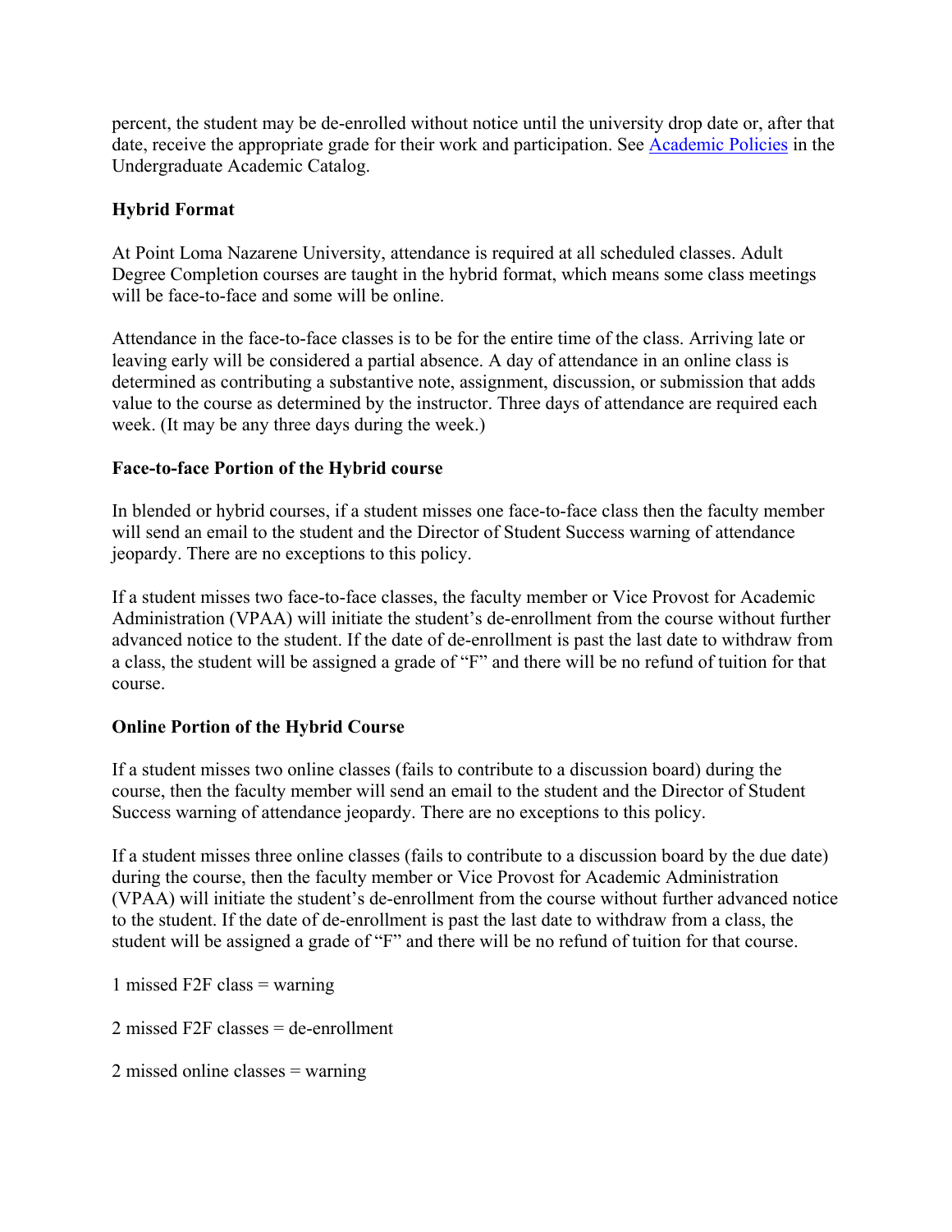percent, the student may be de-enrolled without notice until the university drop date or, after that date, receive the appropriate grade for their work and participation. See [Academic Policies]() in the Undergraduate Academic Catalog.

**Hybrid Format**

At Point Loma Nazarene University, attendance is required at all scheduled classes. Adult Degree Completion courses are taught in the hybrid format, which means some class meetings will be face-to-face and some will be online.

Attendance in the face-to-face classes is to be for the entire time of the class. Arriving late or leaving early will be considered a partial absence. A day of attendance in an online class is determined as contributing a substantive note, assignment, discussion, or submission that adds value to the course as determined by the instructor. Three days of attendance are required each week. (It may be any three days during the week.)

**Face-to-face Portion of the Hybrid course**

In blended or hybrid courses, if a student misses one face-to-face class then the faculty member will send an email to the student and the Director of Student Success warning of attendance jeopardy. There are no exceptions to this policy.

If a student misses two face-to-face classes, the faculty member or Vice Provost for Academic Administration (VPAA) will initiate the student's de-enrollment from the course without further advanced notice to the student. If the date of de-enrollment is past the last date to withdraw from a class, the student will be assigned a grade of "F" and there will be no refund of tuition for that course.

**Online Portion of the Hybrid Course**

If a student misses two online classes (fails to contribute to a discussion board) during the course, then the faculty member will send an email to the student and the Director of Student Success warning of attendance jeopardy. There are no exceptions to this policy.

If a student misses three online classes (fails to contribute to a discussion board by the due date) during the course, then the faculty member or Vice Provost for Academic Administration (VPAA) will initiate the student's de-enrollment from the course without further advanced notice to the student. If the date of de-enrollment is past the last date to withdraw from a class, the student will be assigned a grade of "F" and there will be no refund of tuition for that course.

1 missed F2F class = warning

2 missed F2F classes = de-enrollment

2 missed online classes = warning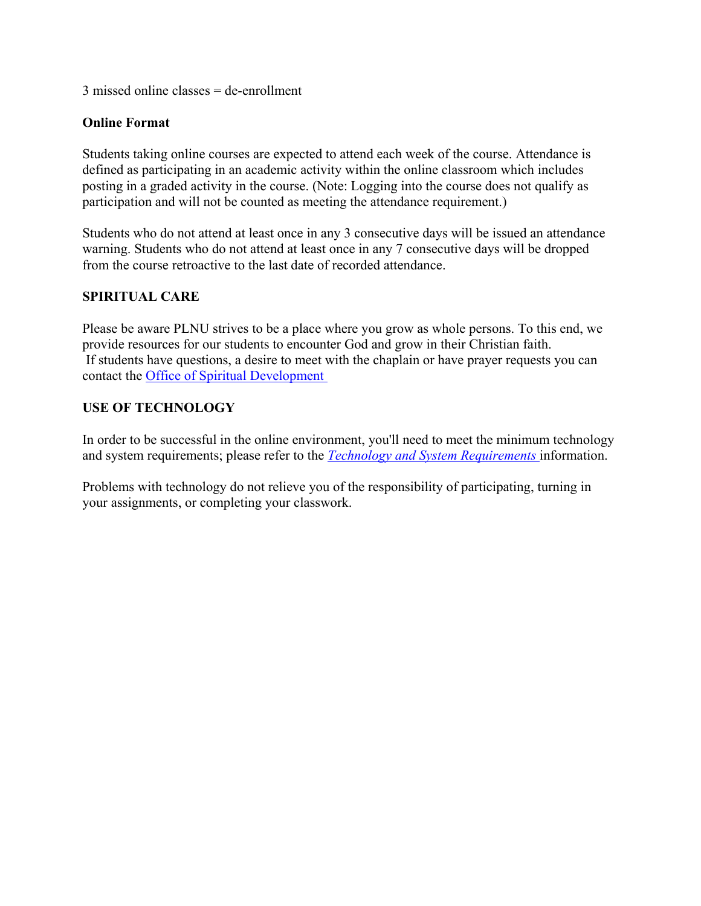3 missed online classes = de-enrollment

**Online Format**

Students taking online courses are expected to attend each week of the course. Attendance is defined as participating in an academic activity within the online classroom which includes posting in a graded activity in the course. (Note: Logging into the course does not qualify as participation and will not be counted as meeting the attendance requirement.)

Students who do not attend at least once in any 3 consecutive days will be issued an attendance warning. Students who do not attend at least once in any 7 consecutive days will be dropped from the course retroactive to the last date of recorded attendance.

**SPIRITUAL CARE**

Please be aware PLNU strives to be a place where you grow as whole persons. To this end, we provide resources for our students to encounter God and grow in their Christian faith.
If students have questions, a desire to meet with the chaplain or have prayer requests you can contact the Office of Spiritual Development

**USE OF TECHNOLOGY**

In order to be successful in the online environment, you'll need to meet the minimum technology and system requirements; please refer to the *Technology and System Requirements* information.

Problems with technology do not relieve you of the responsibility of participating, turning in your assignments, or completing your classwork.